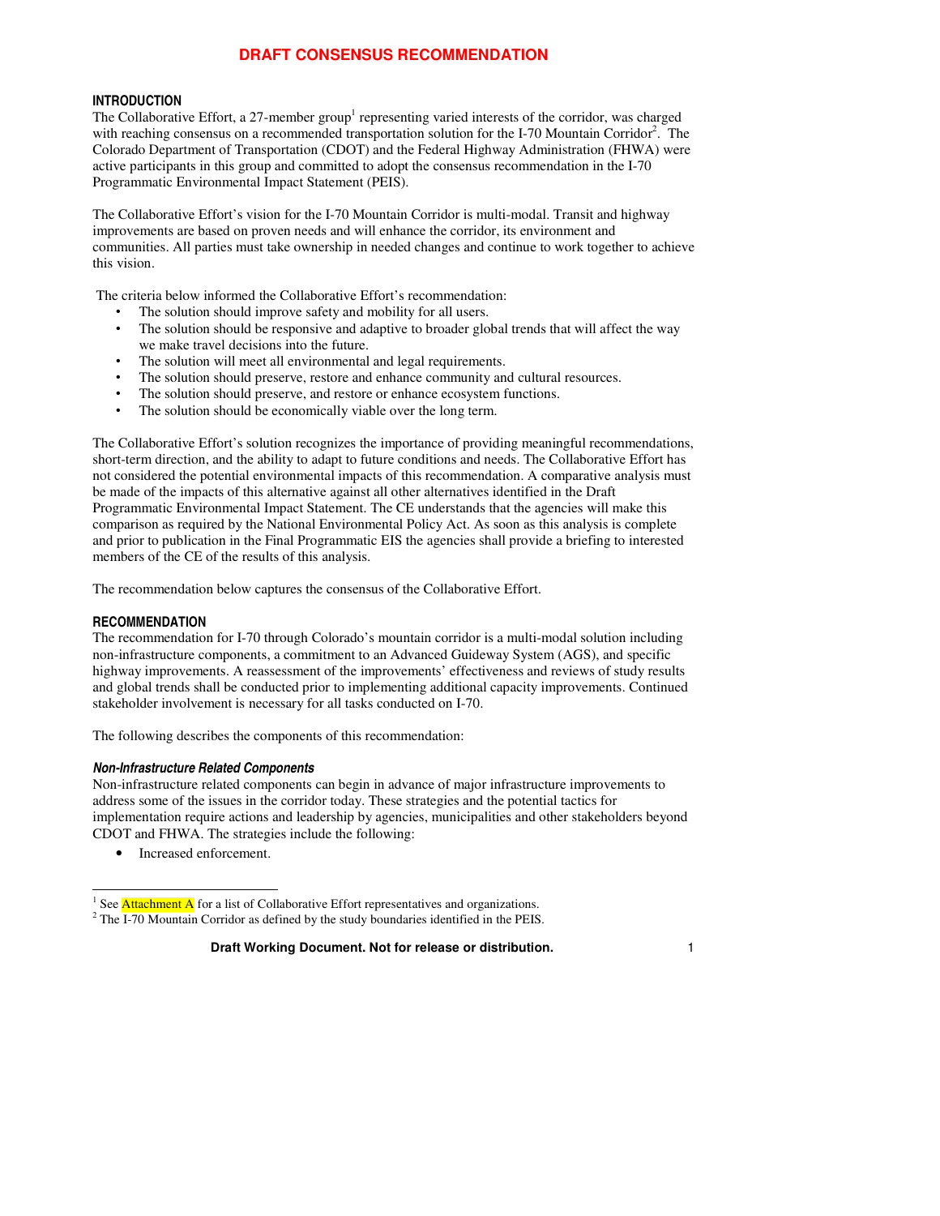# DRAFT CONSENSUS RECOMMENDATION

## INTRODUCTION

The Collaborative Effort, a 27-member group[1] representing varied interests of the corridor, was charged with reaching consensus on a recommended transportation solution for the I-70 Mountain Corridor[2]. The Colorado Department of Transportation (CDOT) and the Federal Highway Administration (FHWA) were active participants in this group and committed to adopt the consensus recommendation in the I-70 Programmatic Environmental Impact Statement (PEIS).

The Collaborative Effort's vision for the I-70 Mountain Corridor is multi-modal. Transit and highway improvements are based on proven needs and will enhance the corridor, its environment and communities. All parties must take ownership in needed changes and continue to work together to achieve this vision.

The criteria below informed the Collaborative Effort's recommendation:

- The solution should improve safety and mobility for all users.
- The solution should be responsive and adaptive to broader global trends that will affect the way we make travel decisions into the future.
- The solution will meet all environmental and legal requirements.
- The solution should preserve, restore and enhance community and cultural resources.
- The solution should preserve, and restore or enhance ecosystem functions.
- The solution should be economically viable over the long term.

The Collaborative Effort's solution recognizes the importance of providing meaningful recommendations, short-term direction, and the ability to adapt to future conditions and needs. The Collaborative Effort has not considered the potential environmental impacts of this recommendation. A comparative analysis must be made of the impacts of this alternative against all other alternatives identified in the Draft Programmatic Environmental Impact Statement. The CE understands that the agencies will make this comparison as required by the National Environmental Policy Act. As soon as this analysis is complete and prior to publication in the Final Programmatic EIS the agencies shall provide a briefing to interested members of the CE of the results of this analysis.

The recommendation below captures the consensus of the Collaborative Effort.

## RECOMMENDATION

The recommendation for I-70 through Colorado's mountain corridor is a multi-modal solution including non-infrastructure components, a commitment to an Advanced Guideway System (AGS), and specific highway improvements. A reassessment of the improvements' effectiveness and reviews of study results and global trends shall be conducted prior to implementing additional capacity improvements. Continued stakeholder involvement is necessary for all tasks conducted on I-70.

The following describes the components of this recommendation:

### *Non-Infrastructure Related Components*

Non-infrastructure related components can begin in advance of major infrastructure improvements to address some of the issues in the corridor today. These strategies and the potential tactics for implementation require actions and leadership by agencies, municipalities and other stakeholders beyond CDOT and FHWA. The strategies include the following:

- Increased enforcement.

---

[1] See Attachment A for a list of Collaborative Effort representatives and organizations.

[2] The I-70 Mountain Corridor as defined by the study boundaries identified in the PEIS.

Draft Working Document. Not for release or distribution.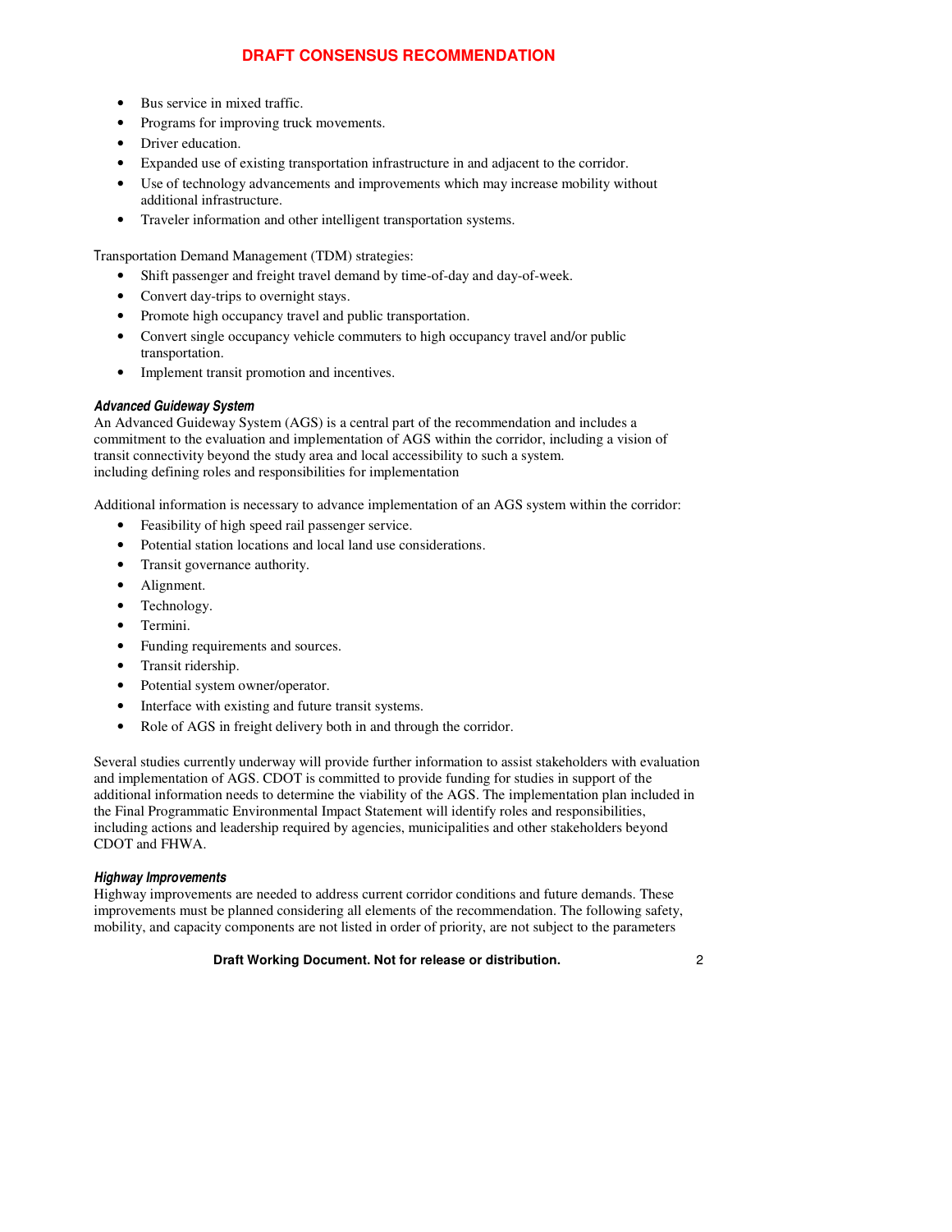- Bus service in mixed traffic.
- Programs for improving truck movements.
- Driver education.
- Expanded use of existing transportation infrastructure in and adjacent to the corridor.
- Use of technology advancements and improvements which may increase mobility without additional infrastructure.
- Traveler information and other intelligent transportation systems.

Transportation Demand Management (TDM) strategies:

- Shift passenger and freight travel demand by time-of-day and day-of-week.
- Convert day-trips to overnight stays.
- Promote high occupancy travel and public transportation.
- Convert single occupancy vehicle commuters to high occupancy travel and/or public transportation.
- Implement transit promotion and incentives.

***Advanced Guideway System***

An Advanced Guideway System (AGS) is a central part of the recommendation and includes a commitment to the evaluation and implementation of AGS within the corridor, including a vision of transit connectivity beyond the study area and local accessibility to such a system.
including defining roles and responsibilities for implementation

Additional information is necessary to advance implementation of an AGS system within the corridor:

- Feasibility of high speed rail passenger service.
- Potential station locations and local land use considerations.
- Transit governance authority.
- Alignment.
- Technology.
- Termini.
- Funding requirements and sources.
- Transit ridership.
- Potential system owner/operator.
- Interface with existing and future transit systems.
- Role of AGS in freight delivery both in and through the corridor.

Several studies currently underway will provide further information to assist stakeholders with evaluation and implementation of AGS. CDOT is committed to provide funding for studies in support of the additional information needs to determine the viability of the AGS. The implementation plan included in the Final Programmatic Environmental Impact Statement will identify roles and responsibilities, including actions and leadership required by agencies, municipalities and other stakeholders beyond CDOT and FHWA.

***Highway Improvements***

Highway improvements are needed to address current corridor conditions and future demands. These improvements must be planned considering all elements of the recommendation. The following safety, mobility, and capacity components are not listed in order of priority, are not subject to the parameters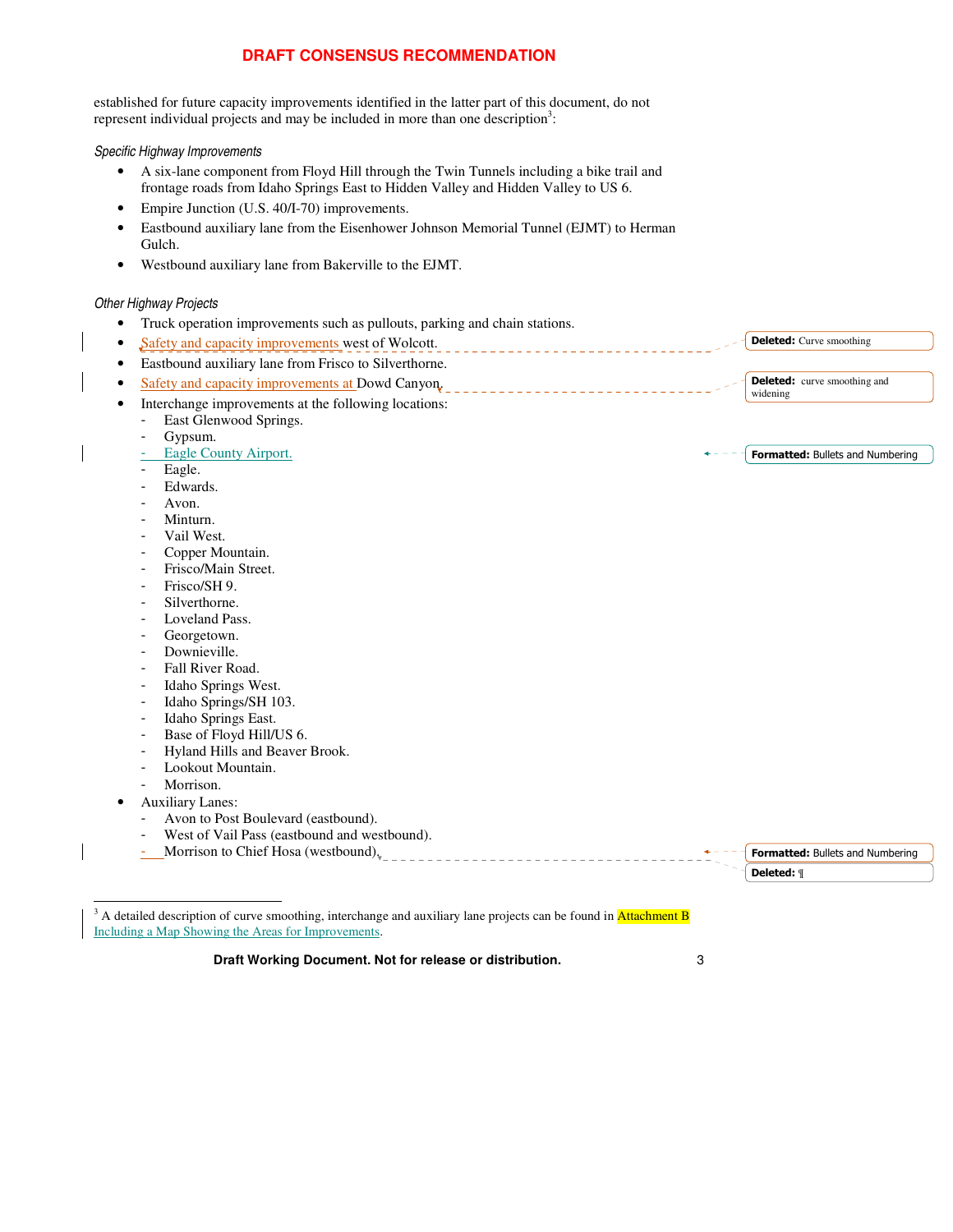established for future capacity improvements identified in the latter part of this document, do not represent individual projects and may be included in more than one description[3]:

*Specific Highway Improvements*

- A six-lane component from Floyd Hill through the Twin Tunnels including a bike trail and frontage roads from Idaho Springs East to Hidden Valley and Hidden Valley to US 6.
- Empire Junction (U.S. 40/I-70) improvements.
- Eastbound auxiliary lane from the Eisenhower Johnson Memorial Tunnel (EJMT) to Herman Gulch.
- Westbound auxiliary lane from Bakerville to the EJMT.

*Other Highway Projects*

- Truck operation improvements such as pullouts, parking and chain stations.
- Safety and capacity improvements west of Wolcott.
- Eastbound auxiliary lane from Frisco to Silverthorne.
- Safety and capacity improvements at Dowd Canyon.
- Interchange improvements at the following locations:
  - East Glenwood Springs.
  - Gypsum.
  - Eagle County Airport.
  - Eagle.
  - Edwards.
  - Avon.
  - Minturn.
  - Vail West.
  - Copper Mountain.
  - Frisco/Main Street.
  - Frisco/SH 9.
  - Silverthorne.
  - Loveland Pass.
  - Georgetown.
  - Downieville.
  - Fall River Road.
  - Idaho Springs West.
  - Idaho Springs/SH 103.
  - Idaho Springs East.
  - Base of Floyd Hill/US 6.
  - Hyland Hills and Beaver Brook.
  - Lookout Mountain.
  - Morrison.
- Auxiliary Lanes:
  - Avon to Post Boulevard (eastbound).
  - West of Vail Pass (eastbound and westbound).
  - Morrison to Chief Hosa (westbound).

---

[3] A detailed description of curve smoothing, interchange and auxiliary lane projects can be found in Attachment B Including a Map Showing the Areas for Improvements.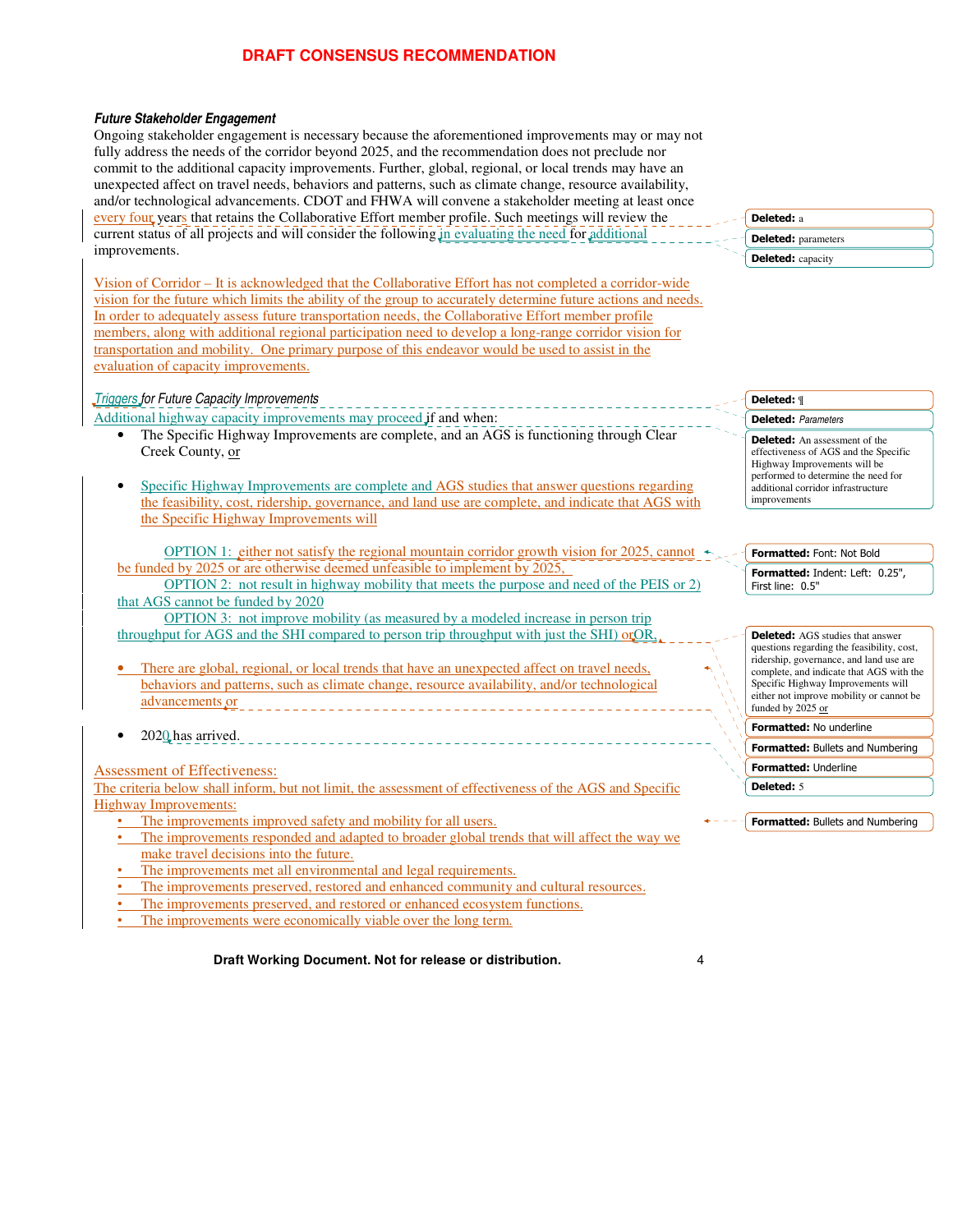**DRAFT CONSENSUS RECOMMENDATION**

***Future Stakeholder Engagement***

Ongoing stakeholder engagement is necessary because the aforementioned improvements may or may not fully address the needs of the corridor beyond 2025, and the recommendation does not preclude nor commit to the additional capacity improvements. Further, global, regional, or local trends may have an unexpected affect on travel needs, behaviors and patterns, such as climate change, resource availability, and/or technological advancements. CDOT and FHWA will convene a stakeholder meeting at least once every four years that retains the Collaborative Effort member profile. Such meetings will review the current status of all projects and will consider the following in evaluating the need for additional improvements.

Vision of Corridor – It is acknowledged that the Collaborative Effort has not completed a corridor-wide vision for the future which limits the ability of the group to accurately determine future actions and needs. In order to adequately assess future transportation needs, the Collaborative Effort member profile members, along with additional regional participation need to develop a long-range corridor vision for transportation and mobility. One primary purpose of this endeavor would be used to assist in the evaluation of capacity improvements.

***Triggers for Future Capacity Improvements***

Additional highway capacity improvements may proceed if and when:

- The Specific Highway Improvements are complete, and an AGS is functioning through Clear Creek County, or
- Specific Highway Improvements are complete and AGS studies that answer questions regarding the feasibility, cost, ridership, governance, and land use are complete, and indicate that AGS with the Specific Highway Improvements will

 OPTION 1: either not satisfy the regional mountain corridor growth vision for 2025, cannot be funded by 2025 or are otherwise deemed unfeasible to implement by 2025,

 OPTION 2: not result in highway mobility that meets the purpose and need of the PEIS or 2) that AGS cannot be funded by 2020

 OPTION 3: not improve mobility (as measured by a modeled increase in person trip throughput for AGS and the SHI compared to person trip throughput with just the SHI) orOR,

- There are global, regional, or local trends that have an unexpected affect on travel needs, behaviors and patterns, such as climate change, resource availability, and/or technological advancements or
- 2020 has arrived.

Assessment of Effectiveness:

The criteria below shall inform, but not limit, the assessment of effectiveness of the AGS and Specific Highway Improvements:

- The improvements improved safety and mobility for all users.
- The improvements responded and adapted to broader global trends that will affect the way we make travel decisions into the future.
- The improvements met all environmental and legal requirements.
- The improvements preserved, restored and enhanced community and cultural resources.
- The improvements preserved, and restored or enhanced ecosystem functions.
- The improvements were economically viable over the long term.

**Draft Working Document. Not for release or distribution.**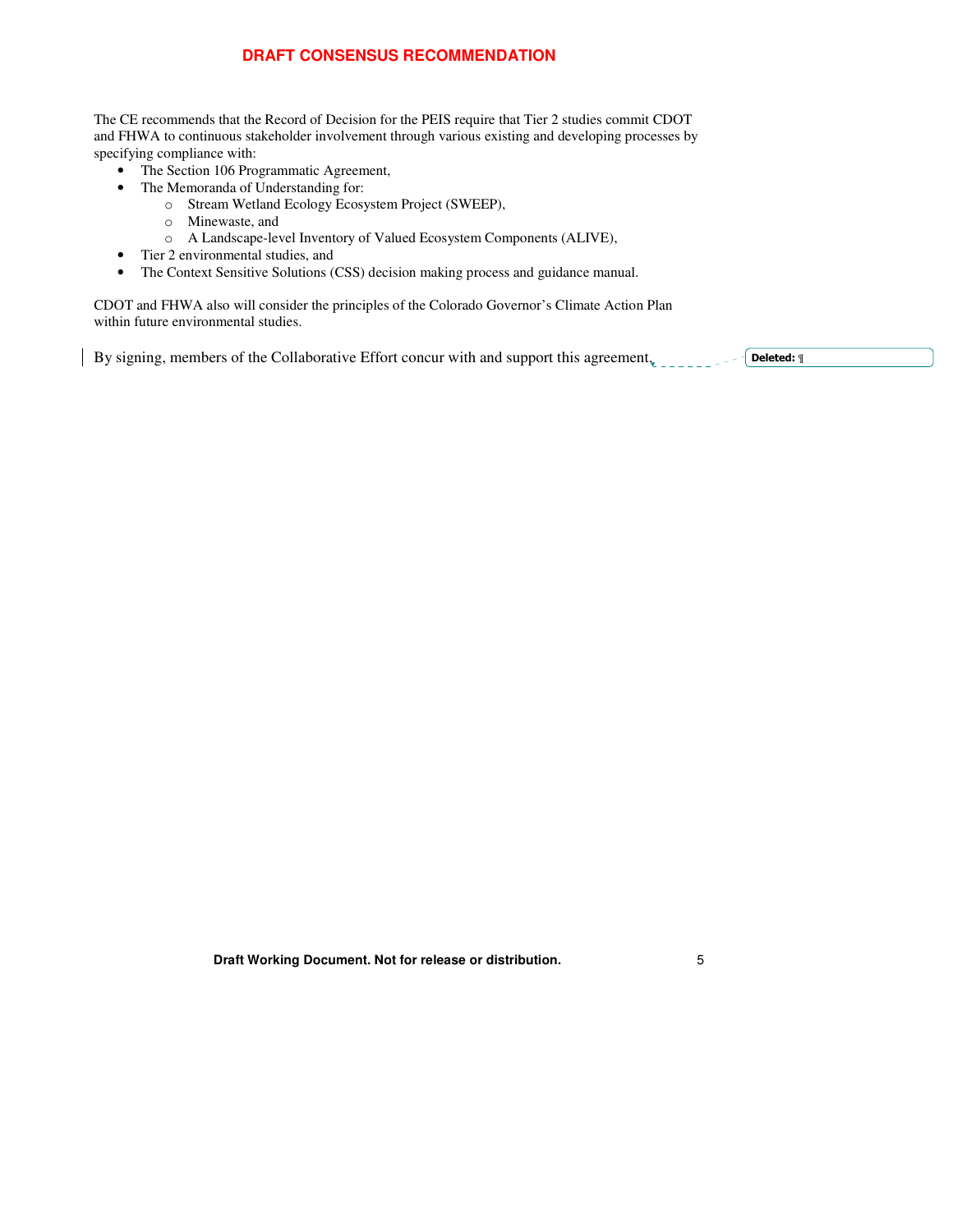The CE recommends that the Record of Decision for the PEIS require that Tier 2 studies commit CDOT and FHWA to continuous stakeholder involvement through various existing and developing processes by specifying compliance with:

- The Section 106 Programmatic Agreement,
- The Memoranda of Understanding for:
  - Stream Wetland Ecology Ecosystem Project (SWEEP),
  - Minewaste, and
  - A Landscape-level Inventory of Valued Ecosystem Components (ALIVE),
- Tier 2 environmental studies, and
- The Context Sensitive Solutions (CSS) decision making process and guidance manual.

CDOT and FHWA also will consider the principles of the Colorado Governor's Climate Action Plan within future environmental studies.

By signing, members of the Collaborative Effort concur with and support this agreement.